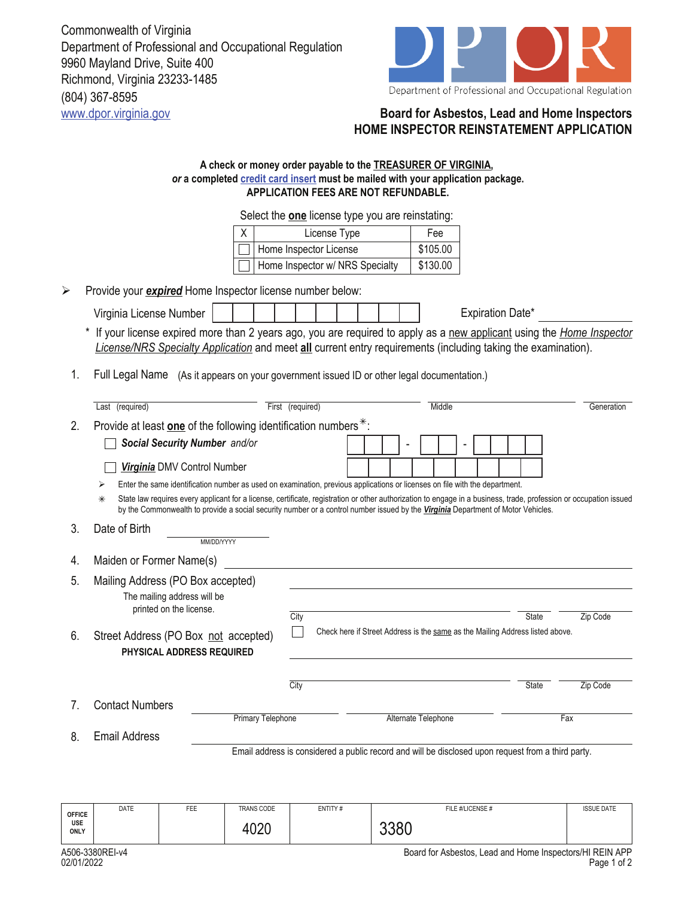Commonwealth of Virginia
Department of Professional and Occupational Regulation
9960 Mayland Drive, Suite 400
Richmond, Virginia 23233-1485
(804) 367-8595
www.dpor.virginia.gov

DPOR
Department of Professional and Occupational Regulation

## Board for Asbestos, Lead and Home Inspectors
## HOME INSPECTOR REINSTATEMENT APPLICATION

**A check or money order payable to the TREASURER OF VIRGINIA,**
***or* a completed credit card insert must be mailed with your application package.**
**APPLICATION FEES ARE NOT REFUNDABLE.**

Select the **one** license type you are reinstating:

| X | License Type | Fee |
|---|---|---|
| ☐ | Home Inspector License | $105.00 |
| ☐ | Home Inspector w/ NRS Specialty | $130.00 |

➢ Provide your ***expired*** Home Inspector license number below:

Virginia License Number ____________ Expiration Date* ____________

\* If your license expired more than 2 years ago, you are required to apply as a new applicant using the *Home Inspector License/NRS Specialty Application* and meet **all** current entry requirements (including taking the examination).

1. Full Legal Name (As it appears on your government issued ID or other legal documentation.)

   Last (required) ____________ First (required) ____________ Middle ____________ Generation ____________

2. Provide at least **one** of the following identification numbers✳:

   ☐ ***Social Security Number*** *and/or* ___ ___ ___ - ___ ___ - ___ ___ ___ ___

   ☐ ***Virginia*** DMV Control Number ____________

   ➢ Enter the same identification number as used on examination, previous applications or licenses on file with the department.

   ✳ State law requires every applicant for a license, certificate, registration or other authorization to engage in a business, trade, profession or occupation issued by the Commonwealth to provide a social security number or a control number issued by the ***Virginia*** Department of Motor Vehicles.

3. Date of Birth ____________ MM/DD/YYYY

4. Maiden or Former Name(s) ____________

5. Mailing Address (PO Box accepted) ____________
   The mailing address will be printed on the license.
   City ____________ State ____________ Zip Code ____________

6. Street Address (PO Box not accepted) ☐ Check here if Street Address is the same as the Mailing Address listed above.
   **PHYSICAL ADDRESS REQUIRED**
   ____________
   City ____________ State ____________ Zip Code ____________

7. Contact Numbers
   Primary Telephone ____________ Alternate Telephone ____________ Fax ____________

8. Email Address ____________
   Email address is considered a public record and will be disclosed upon request from a third party.

| OFFICE USE ONLY | DATE | FEE | TRANS CODE | ENTITY # | FILE #/LICENSE # | ISSUE DATE |
|---|---|---|---|---|---|---|
| | | | 4020 | | 3380 | |

A506-3380REI-v4
02/01/2022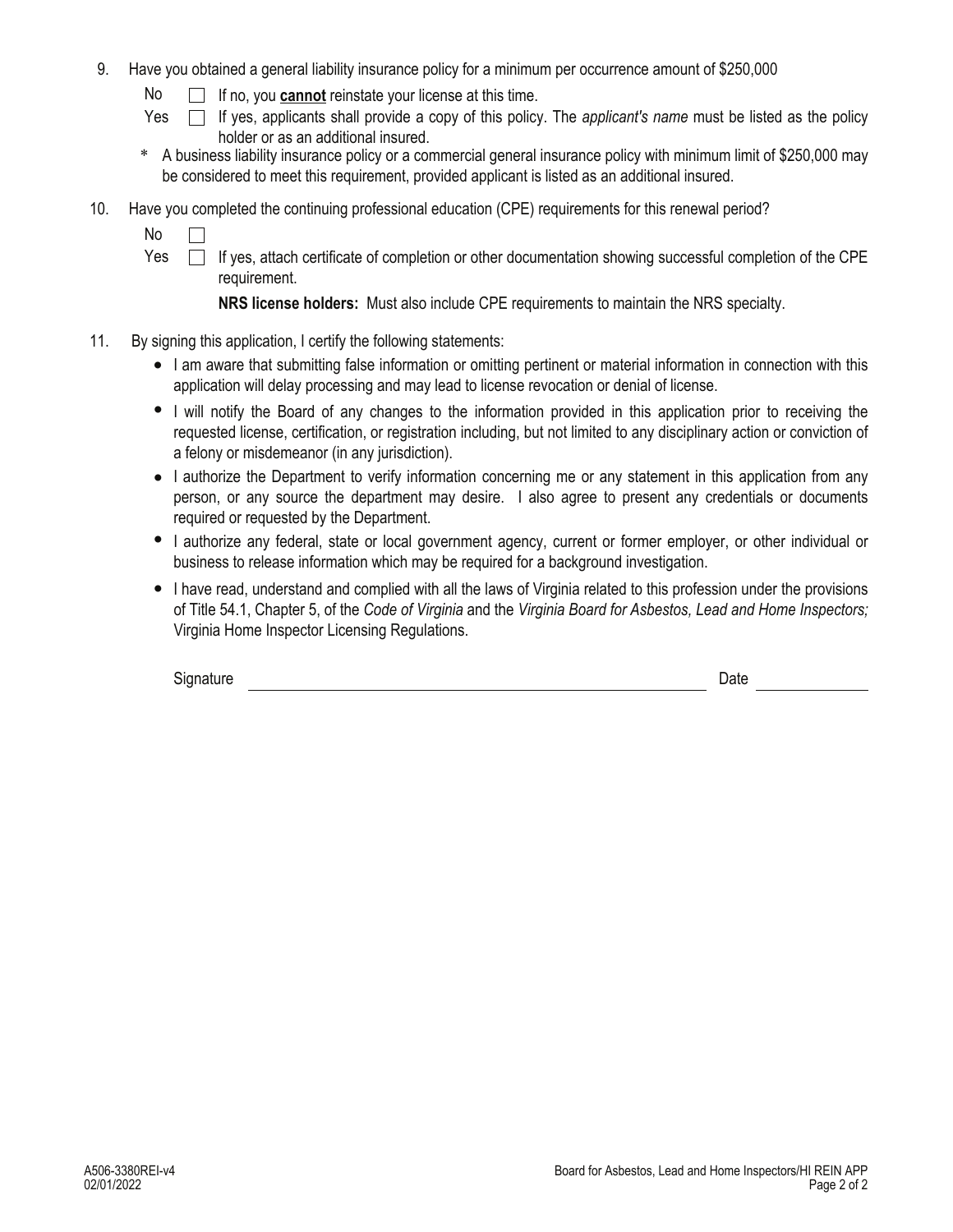9. Have you obtained a general liability insurance policy for a minimum per occurrence amount of $250,000

   No ☐ If no, you **cannot** reinstate your license at this time.

   Yes ☐ If yes, applicants shall provide a copy of this policy. The *applicant's name* must be listed as the policy holder or as an additional insured.

   \* A business liability insurance policy or a commercial general insurance policy with minimum limit of $250,000 may be considered to meet this requirement, provided applicant is listed as an additional insured.

10. Have you completed the continuing professional education (CPE) requirements for this renewal period?

    No ☐

    Yes ☐ If yes, attach certificate of completion or other documentation showing successful completion of the CPE requirement.

    **NRS license holders:** Must also include CPE requirements to maintain the NRS specialty.

11. By signing this application, I certify the following statements:

    - I am aware that submitting false information or omitting pertinent or material information in connection with this application will delay processing and may lead to license revocation or denial of license.
    - I will notify the Board of any changes to the information provided in this application prior to receiving the requested license, certification, or registration including, but not limited to any disciplinary action or conviction of a felony or misdemeanor (in any jurisdiction).
    - I authorize the Department to verify information concerning me or any statement in this application from any person, or any source the department may desire. I also agree to present any credentials or documents required or requested by the Department.
    - I authorize any federal, state or local government agency, current or former employer, or other individual or business to release information which may be required for a background investigation.
    - I have read, understand and complied with all the laws of Virginia related to this profession under the provisions of Title 54.1, Chapter 5, of the *Code of Virginia* and the *Virginia Board for Asbestos, Lead and Home Inspectors;* Virginia Home Inspector Licensing Regulations.

    Signature ______________________________ Date ____________

A506-3380REI-v4
02/01/2022

Board for Asbestos, Lead and Home Inspectors/HI REIN APP